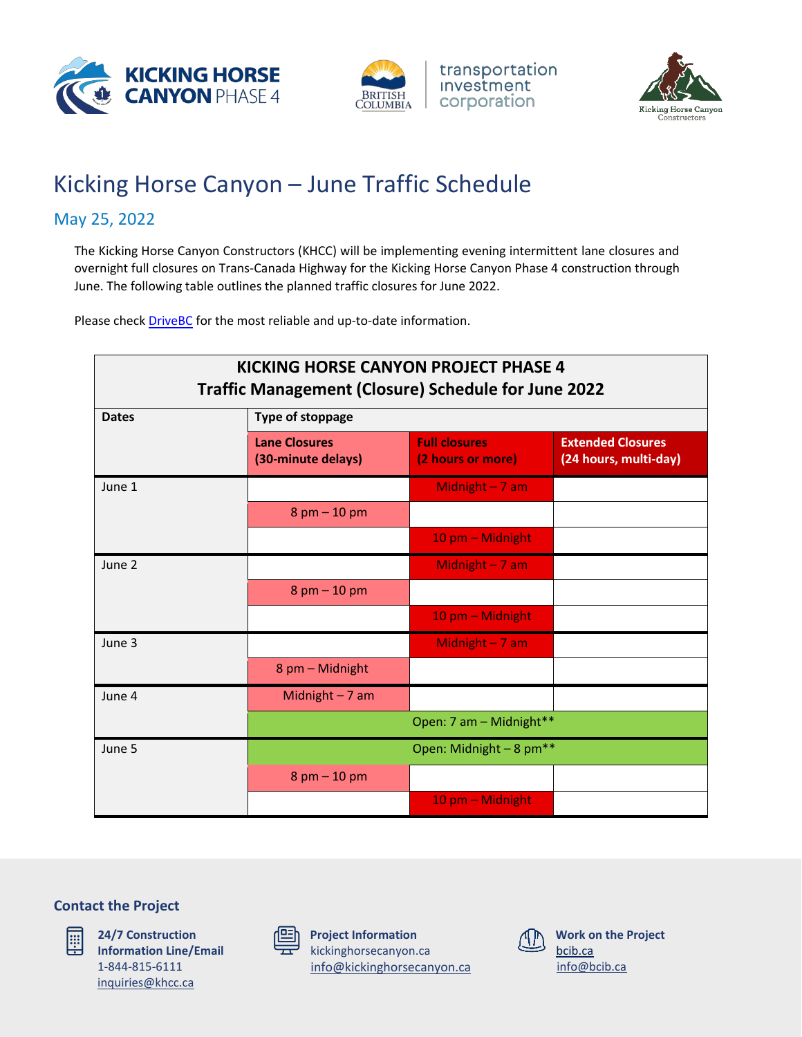# Kicking Horse Canyon – June Traffic Schedule

## May 25, 2022

The Kicking Horse Canyon Constructors (KHCC) will be implementing evening intermittent lane closures and overnight full closures on Trans-Canada Highway for the Kicking Horse Canyon Phase 4 construction through June. The following table outlines the planned traffic closures for June 2022.

Please check DriveBC for the most reliable and up-to-date information.

**KICKING HORSE CANYON PROJECT PHASE 4**
**Traffic Management (Closure) Schedule for June 2022**

| Dates | Type of stoppage | | |
|---|---|---|---|
| | **Lane Closures (30-minute delays)** | **Full closures (2 hours or more)** | **Extended Closures (24 hours, multi-day)** |
| June 1 | | Midnight – 7 am | |
| | 8 pm – 10 pm | | |
| | | 10 pm – Midnight | |
| June 2 | | Midnight – 7 am | |
| | 8 pm – 10 pm | | |
| | | 10 pm – Midnight | |
| June 3 | | Midnight – 7 am | |
| | 8 pm – Midnight | | |
| June 4 | Midnight – 7 am | | |
| | Open: 7 am – Midnight** | | |
| June 5 | Open: Midnight – 8 pm** | | |
| | 8 pm – 10 pm | | |
| | | 10 pm – Midnight | |

### Contact the Project

**24/7 Construction Information Line/Email**
1-844-815-6111
inquiries@khcc.ca

**Project Information**
kickinghorsecanyon.ca
info@kickinghorsecanyon.ca

**Work on the Project**
bcib.ca
info@bcib.ca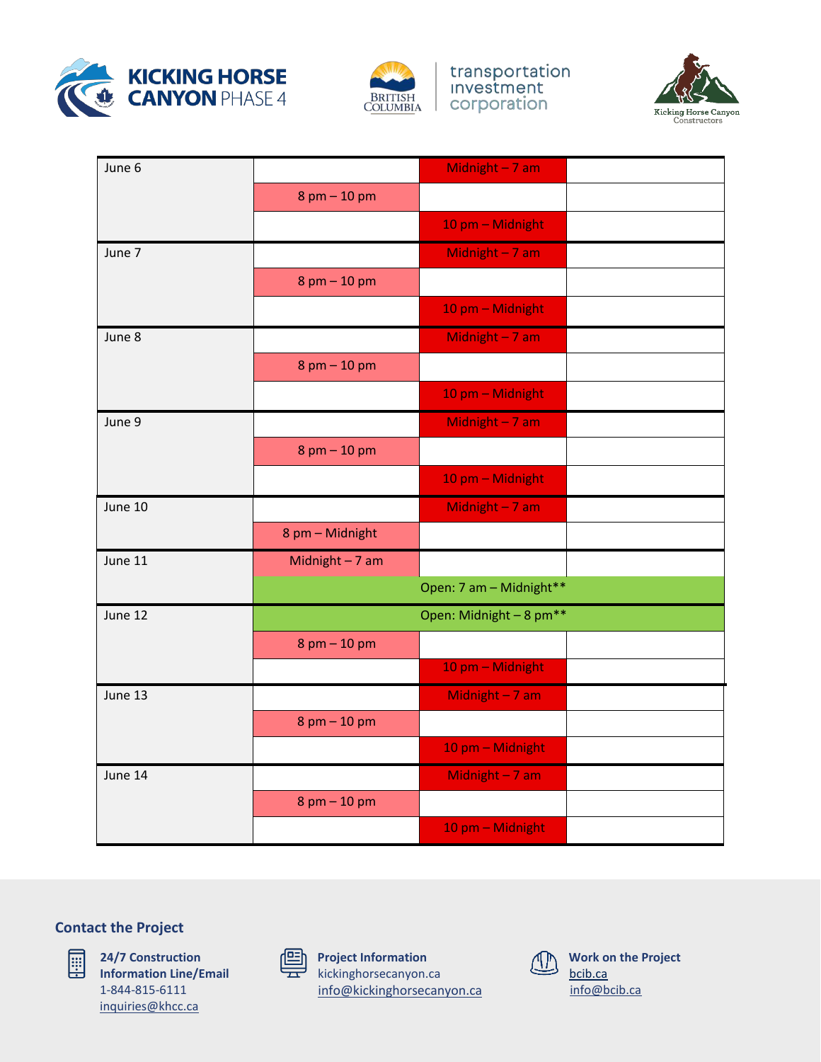| | | | |
|---|---|---|---|
| June 6 | | Midnight – 7 am | |
| | 8 pm – 10 pm | | |
| | | 10 pm – Midnight | |
| June 7 | | Midnight – 7 am | |
| | 8 pm – 10 pm | | |
| | | 10 pm – Midnight | |
| June 8 | | Midnight – 7 am | |
| | 8 pm – 10 pm | | |
| | | 10 pm – Midnight | |
| June 9 | | Midnight – 7 am | |
| | 8 pm – 10 pm | | |
| | | 10 pm – Midnight | |
| June 10 | | Midnight – 7 am | |
| | 8 pm – Midnight | | |
| June 11 | Midnight – 7 am | | |
| | Open: 7 am – Midnight** | | |
| June 12 | Open: Midnight – 8 pm** | | |
| | 8 pm – 10 pm | | |
| | | 10 pm – Midnight | |
| June 13 | | Midnight – 7 am | |
| | 8 pm – 10 pm | | |
| | | 10 pm – Midnight | |
| June 14 | | Midnight – 7 am | |
| | 8 pm – 10 pm | | |
| | | 10 pm – Midnight | |

## Contact the Project

**24/7 Construction Information Line/Email**
1-844-815-6111
inquiries@khcc.ca

**Project Information**
kickinghorsecanyon.ca
info@kickinghorsecanyon.ca

**Work on the Project**
bcib.ca
info@bcib.ca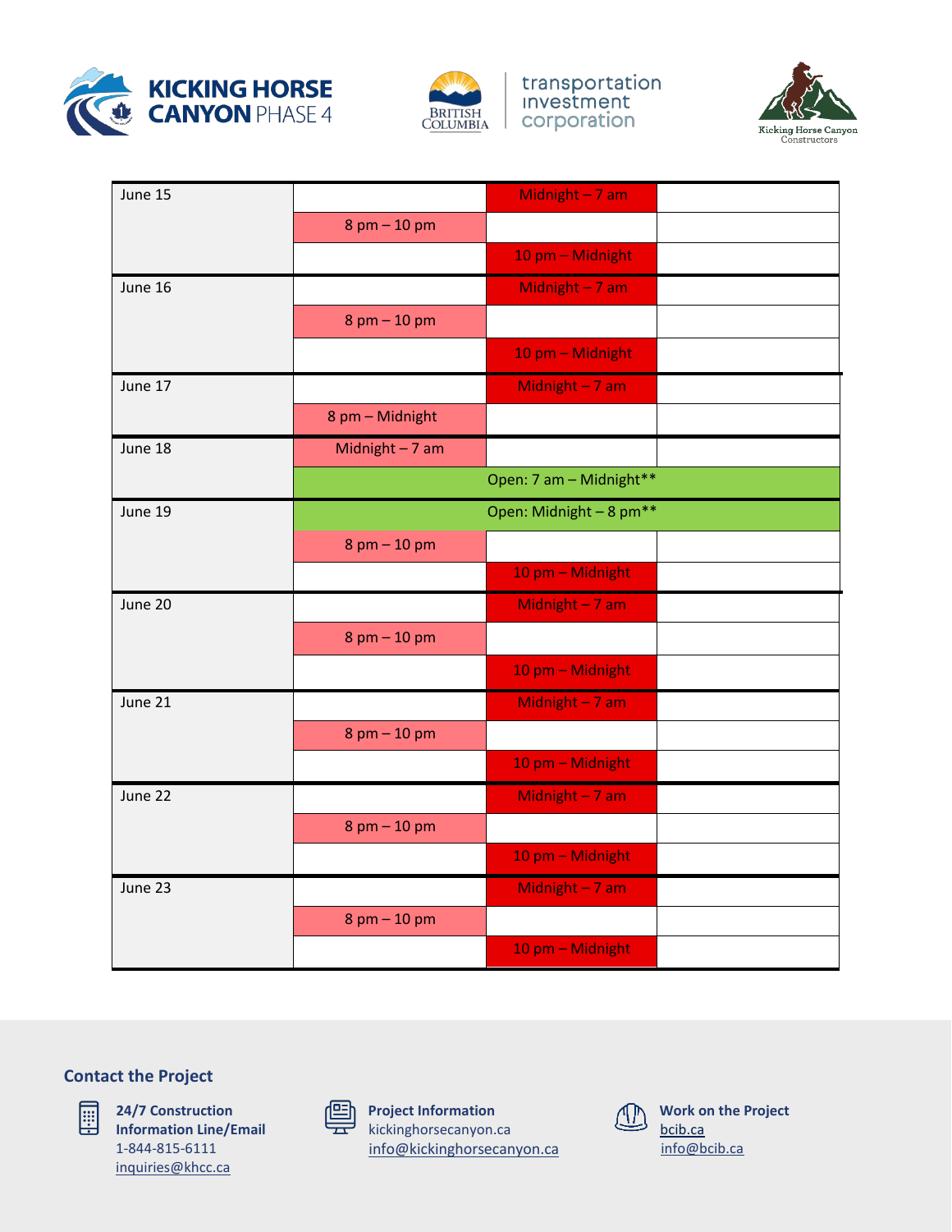| | | | |
|---|---|---|---|
| June 15 | | Midnight – 7 am | |
| | 8 pm – 10 pm | | |
| | | 10 pm – Midnight | |
| June 16 | | Midnight – 7 am | |
| | 8 pm – 10 pm | | |
| | | 10 pm – Midnight | |
| June 17 | | Midnight – 7 am | |
| | 8 pm – Midnight | | |
| June 18 | Midnight – 7 am | | |
| | Open: 7 am – Midnight** | | |
| June 19 | Open: Midnight – 8 pm** | | |
| | 8 pm – 10 pm | | |
| | | 10 pm – Midnight | |
| June 20 | | Midnight – 7 am | |
| | 8 pm – 10 pm | | |
| | | 10 pm – Midnight | |
| June 21 | | Midnight – 7 am | |
| | 8 pm – 10 pm | | |
| | | 10 pm – Midnight | |
| June 22 | | Midnight – 7 am | |
| | 8 pm – 10 pm | | |
| | | 10 pm – Midnight | |
| June 23 | | Midnight – 7 am | |
| | 8 pm – 10 pm | | |
| | | 10 pm – Midnight | |

## Contact the Project

**24/7 Construction Information Line/Email**
1-844-815-6111
inquiries@khcc.ca

**Project Information**
kickinghorsecanyon.ca
info@kickinghorsecanyon.ca

**Work on the Project**
bcib.ca
info@bcib.ca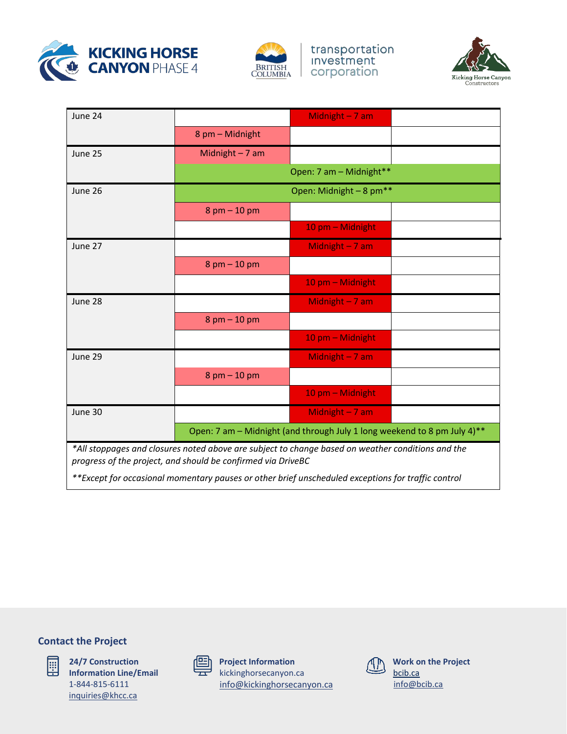| | | | |
|---|---|---|---|
| June 24 | | Midnight – 7 am | |
| | 8 pm – Midnight | | |
| June 25 | Midnight – 7 am | | |
| | Open: 7 am – Midnight** | | |
| June 26 | Open: Midnight – 8 pm** | | |
| | 8 pm – 10 pm | | |
| | | 10 pm – Midnight | |
| June 27 | | Midnight – 7 am | |
| | 8 pm – 10 pm | | |
| | | 10 pm – Midnight | |
| June 28 | | Midnight – 7 am | |
| | 8 pm – 10 pm | | |
| | | 10 pm – Midnight | |
| June 29 | | Midnight – 7 am | |
| | 8 pm – 10 pm | | |
| | | 10 pm – Midnight | |
| June 30 | | Midnight – 7 am | |
| | Open: 7 am – Midnight (and through July 1 long weekend to 8 pm July 4)** | | |

*All stoppages and closures noted above are subject to change based on weather conditions and the progress of the project, and should be confirmed via DriveBC*

***Except for occasional momentary pauses or other brief unscheduled exceptions for traffic control*

## Contact the Project

**24/7 Construction Information Line/Email**
1-844-815-6111
inquiries@khcc.ca

**Project Information**
kickinghorsecanyon.ca
info@kickinghorsecanyon.ca

**Work on the Project**
bcib.ca
info@bcib.ca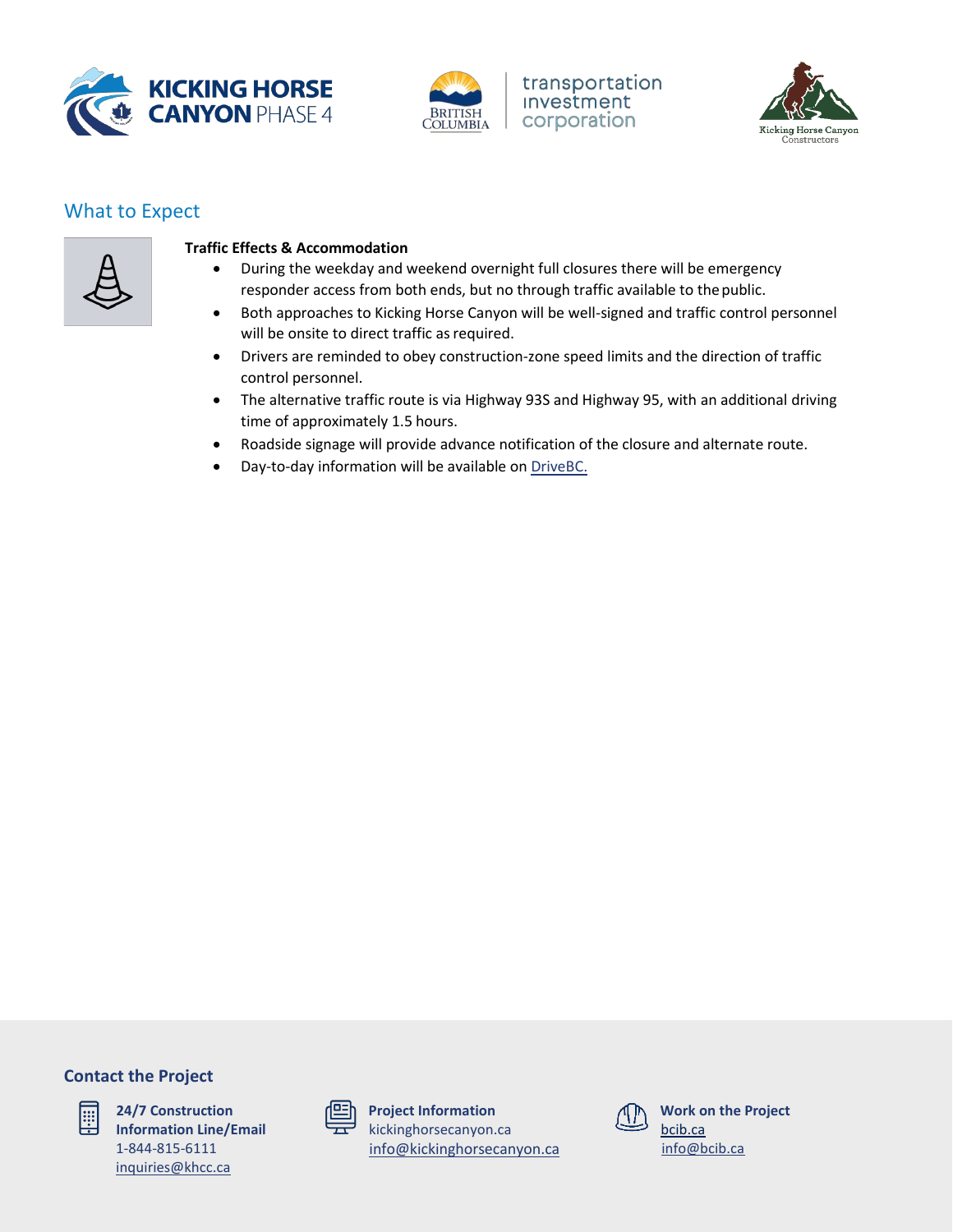## What to Expect

**Traffic Effects & Accommodation**

- During the weekday and weekend overnight full closures there will be emergency responder access from both ends, but no through traffic available to the public.
- Both approaches to Kicking Horse Canyon will be well-signed and traffic control personnel will be onsite to direct traffic as required.
- Drivers are reminded to obey construction-zone speed limits and the direction of traffic control personnel.
- The alternative traffic route is via Highway 93S and Highway 95, with an additional driving time of approximately 1.5 hours.
- Roadside signage will provide advance notification of the closure and alternate route.
- Day-to-day information will be available on DriveBC.

### Contact the Project

**24/7 Construction Information Line/Email**
1-844-815-6111
inquiries@khcc.ca

**Project Information**
kickinghorsecanyon.ca
info@kickinghorsecanyon.ca

**Work on the Project**
bcib.ca
info@bcib.ca